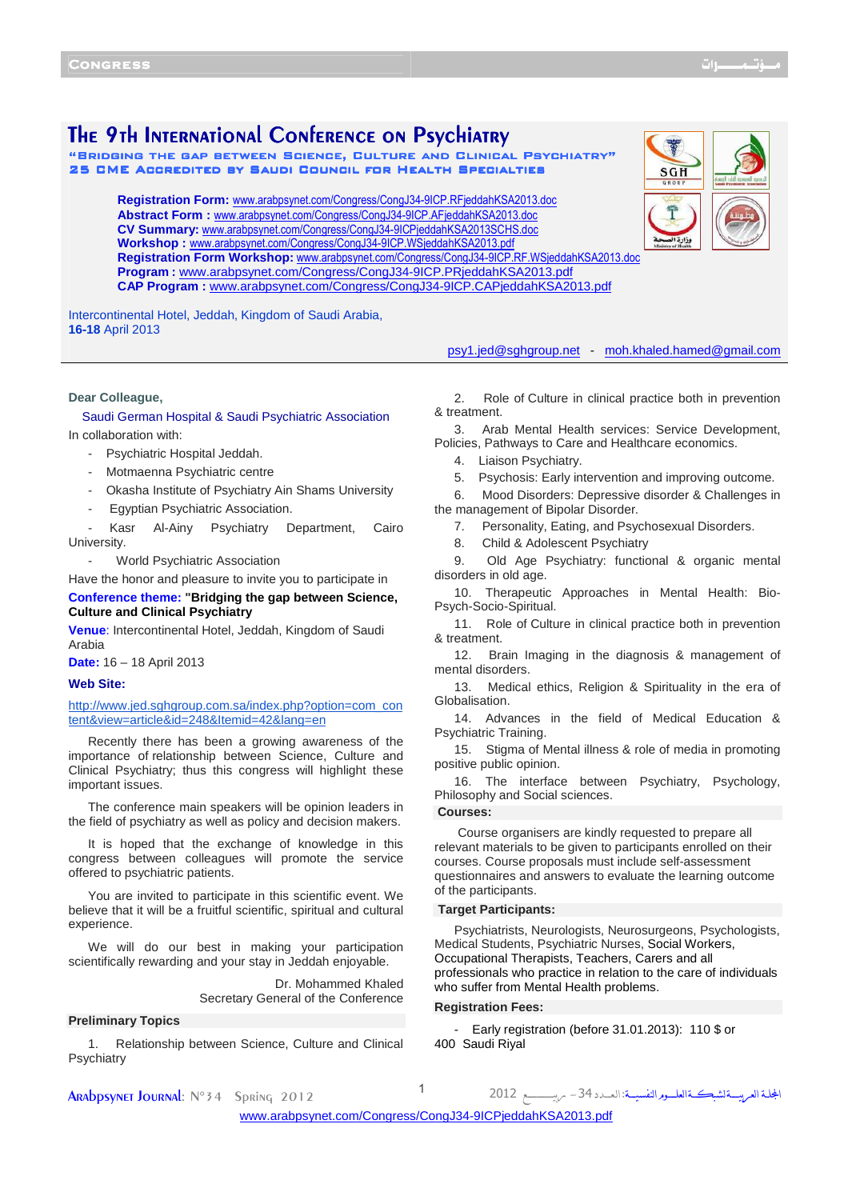# The 9th International Conference on Psychiatry

**"Bridging the gap between Science, Culture and Clinical Psychiatry"**

**25 CME Accredited by Saudi Council for Health Specialties**

**Registration Form:** www.arabpsynet.com/Congress/CongJ34-9ICP.RFjeddahKSA2013.doc
**Abstract Form :** www.arabpsynet.com/Congress/CongJ34-9ICP.AFjeddahKSA2013.doc
**CV Summary:** www.arabpsynet.com/Congress/CongJ34-9ICPjeddahKSA2013SCHS.doc
**Workshop :** www.arabpsynet.com/Congress/CongJ34-9ICP.WSjeddahKSA2013.pdf
**Registration Form Workshop:** www.arabpsynet.com/Congress/CongJ34-9ICP.RF.WSjeddahKSA2013.doc
**Program :** www.arabpsynet.com/Congress/CongJ34-9ICP.PRjeddahKSA2013.pdf
**CAP Program :** www.arabpsynet.com/Congress/CongJ34-9ICP.CAPjeddahKSA2013.pdf

Intercontinental Hotel, Jeddah, Kingdom of Saudi Arabia,
**16-18** April 2013

psy1.jed@sghgroup.net - moh.khaled.hamed@gmail.com

**Dear Colleague,**

Saudi German Hospital & Saudi Psychiatric Association

In collaboration with:

- Psychiatric Hospital Jeddah.
- Motmaenna Psychiatric centre
- Okasha Institute of Psychiatry Ain Shams University
- Egyptian Psychiatric Association.
- Kasr Al-Ainy Psychiatry Department, Cairo University.
- World Psychiatric Association

Have the honor and pleasure to invite you to participate in

**Conference theme: "Bridging the gap between Science, Culture and Clinical Psychiatry**

**Venue**: Intercontinental Hotel, Jeddah, Kingdom of Saudi Arabia

**Date:** 16 – 18 April 2013

**Web Site:**

http://www.jed.sghgroup.com.sa/index.php?option=com_content&view=article&id=248&Itemid=42&lang=en

Recently there has been a growing awareness of the importance of relationship between Science, Culture and Clinical Psychiatry; thus this congress will highlight these important issues.

The conference main speakers will be opinion leaders in the field of psychiatry as well as policy and decision makers.

It is hoped that the exchange of knowledge in this congress between colleagues will promote the service offered to psychiatric patients.

You are invited to participate in this scientific event. We believe that it will be a fruitful scientific, spiritual and cultural experience.

We will do our best in making your participation scientifically rewarding and your stay in Jeddah enjoyable.

Dr. Mohammed Khaled
Secretary General of the Conference

## Preliminary Topics

1. Relationship between Science, Culture and Clinical Psychiatry
2. Role of Culture in clinical practice both in prevention & treatment.
3. Arab Mental Health services: Service Development, Policies, Pathways to Care and Healthcare economics.
4. Liaison Psychiatry.
5. Psychosis: Early intervention and improving outcome.
6. Mood Disorders: Depressive disorder & Challenges in the management of Bipolar Disorder.
7. Personality, Eating, and Psychosexual Disorders.
8. Child & Adolescent Psychiatry
9. Old Age Psychiatry: functional & organic mental disorders in old age.
10. Therapeutic Approaches in Mental Health: Bio-Psych-Socio-Spiritual.
11. Role of Culture in clinical practice both in prevention & treatment.
12. Brain Imaging in the diagnosis & management of mental disorders.
13. Medical ethics, Religion & Spirituality in the era of Globalisation.
14. Advances in the field of Medical Education & Psychiatric Training.
15. Stigma of Mental illness & role of media in promoting positive public opinion.
16. The interface between Psychiatry, Psychology, Philosophy and Social sciences.

## Courses:

Course organisers are kindly requested to prepare all relevant materials to be given to participants enrolled on their courses. Course proposals must include self-assessment questionnaires and answers to evaluate the learning outcome of the participants.

## Target Participants:

Psychiatrists, Neurologists, Neurosurgeons, Psychologists, Medical Students, Psychiatric Nurses, Social Workers, Occupational Therapists, Teachers, Carers and all professionals who practice in relation to the care of individuals who suffer from Mental Health problems.

## Registration Fees:

- Early registration (before 31.01.2013): 110 $ or 400 Saudi Riyal

www.arabpsynet.com/Congress/CongJ34-9ICPjeddahKSA2013.pdf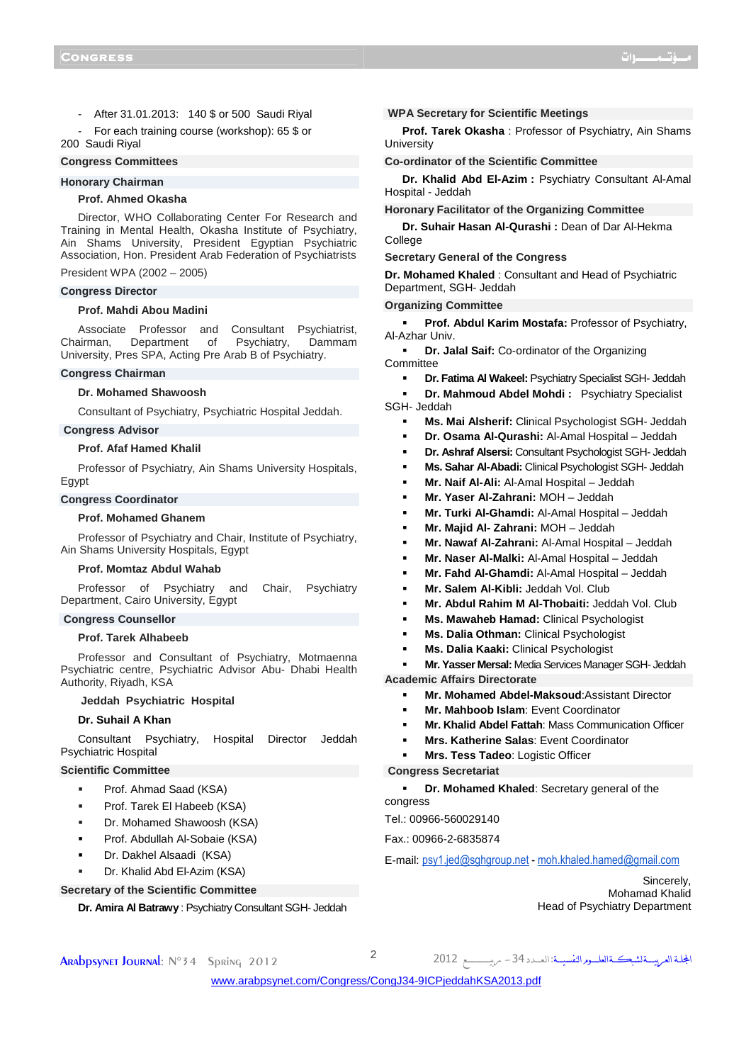- After 31.01.2013: 140 $ or 500 Saudi Riyal
- For each training course (workshop): 65 $ or 200 Saudi Riyal

## Congress Committees

### Honorary Chairman

**Prof. Ahmed Okasha**

Director, WHO Collaborating Center For Research and Training in Mental Health, Okasha Institute of Psychiatry, Ain Shams University, President Egyptian Psychiatric Association, Hon. President Arab Federation of Psychiatrists

President WPA (2002 – 2005)

### Congress Director

**Prof. Mahdi Abou Madini**

Associate Professor and Consultant Psychiatrist, Chairman, Department of Psychiatry, Dammam University, Pres SPA, Acting Pre Arab B of Psychiatry.

### Congress Chairman

**Dr. Mohamed Shawoosh**

Consultant of Psychiatry, Psychiatric Hospital Jeddah.

### Congress Advisor

**Prof. Afaf Hamed Khalil**

Professor of Psychiatry, Ain Shams University Hospitals, Egypt

### Congress Coordinator

**Prof. Mohamed Ghanem**

Professor of Psychiatry and Chair, Institute of Psychiatry, Ain Shams University Hospitals, Egypt

**Prof. Momtaz Abdul Wahab**

Professor of Psychiatry and Chair, Psychiatry Department, Cairo University, Egypt

### Congress Counsellor

**Prof. Tarek Alhabeeb**

Professor and Consultant of Psychiatry, Motmaenna Psychiatric centre, Psychiatric Advisor Abu- Dhabi Health Authority, Riyadh, KSA

**Jeddah Psychiatric Hospital**

**Dr. Suhail A Khan**

Consultant Psychiatry, Hospital Director Jeddah Psychiatric Hospital

### Scientific Committee

- Prof. Ahmad Saad (KSA)
- Prof. Tarek El Habeeb (KSA)
- Dr. Mohamed Shawoosh (KSA)
- Prof. Abdullah Al-Sobaie (KSA)
- Dr. Dakhel Alsaadi (KSA)
- Dr. Khalid Abd El-Azim (KSA)

### Secretary of the Scientific Committee

**Dr. Amira Al Batrawy** : Psychiatry Consultant SGH- Jeddah

### WPA Secretary for Scientific Meetings

**Prof. Tarek Okasha** : Professor of Psychiatry, Ain Shams University

### Co-ordinator of the Scientific Committee

**Dr. Khalid Abd El-Azim :** Psychiatry Consultant Al-Amal Hospital - Jeddah

### Horonary Facilitator of the Organizing Committee

**Dr. Suhair Hasan Al-Qurashi :** Dean of Dar Al-Hekma College

### Secretary General of the Congress

**Dr. Mohamed Khaled** : Consultant and Head of Psychiatric Department, SGH- Jeddah

### Organizing Committee

- **Prof. Abdul Karim Mostafa:** Professor of Psychiatry, Al-Azhar Univ.
- **Dr. Jalal Saif:** Co-ordinator of the Organizing Committee
- **Dr. Fatima Al Wakeel:** Psychiatry Specialist SGH- Jeddah
- **Dr. Mahmoud Abdel Mohdi :** Psychiatry Specialist SGH- Jeddah
- **Ms. Mai Alsherif:** Clinical Psychologist SGH- Jeddah
- **Dr. Osama Al-Qurashi:** Al-Amal Hospital – Jeddah
- **Dr. Ashraf Alsersi:** Consultant Psychologist SGH- Jeddah
- **Ms. Sahar Al-Abadi:** Clinical Psychologist SGH- Jeddah
- **Mr. Naif Al-Ali:** Al-Amal Hospital – Jeddah
- **Mr. Yaser Al-Zahrani:** MOH – Jeddah
- **Mr. Turki Al-Ghamdi:** Al-Amal Hospital – Jeddah
- **Mr. Majid Al- Zahrani:** MOH – Jeddah
- **Mr. Nawaf Al-Zahrani:** Al-Amal Hospital – Jeddah
- **Mr. Naser Al-Malki:** Al-Amal Hospital – Jeddah
- **Mr. Fahd Al-Ghamdi:** Al-Amal Hospital – Jeddah
- **Mr. Salem Al-Kibli:** Jeddah Vol. Club
- **Mr. Abdul Rahim M Al-Thobaiti:** Jeddah Vol. Club
- **Ms. Mawaheb Hamad:** Clinical Psychologist
- **Ms. Dalia Othman:** Clinical Psychologist
- **Ms. Dalia Kaaki:** Clinical Psychologist
- **Mr. Yasser Mersal:** Media Services Manager SGH- Jeddah

### Academic Affairs Directorate

- **Mr. Mohamed Abdel-Maksoud**:Assistant Director
- **Mr. Mahboob Islam**: Event Coordinator
- **Mr. Khalid Abdel Fattah**: Mass Communication Officer
- **Mrs. Katherine Salas**: Event Coordinator
- **Mrs. Tess Tadeo**: Logistic Officer

### Congress Secretariat

- **Dr. Mohamed Khaled**: Secretary general of the congress

Tel.: 00966-560029140

Fax.: 00966-2-6835874

E-mail: psy1.jed@sghgroup.net - moh.khaled.hamed@gmail.com

Sincerely,
Mohamad Khalid
Head of Psychiatry Department

www.arabpsynet.com/Congress/CongJ34-9ICPjeddahKSA2013.pdf